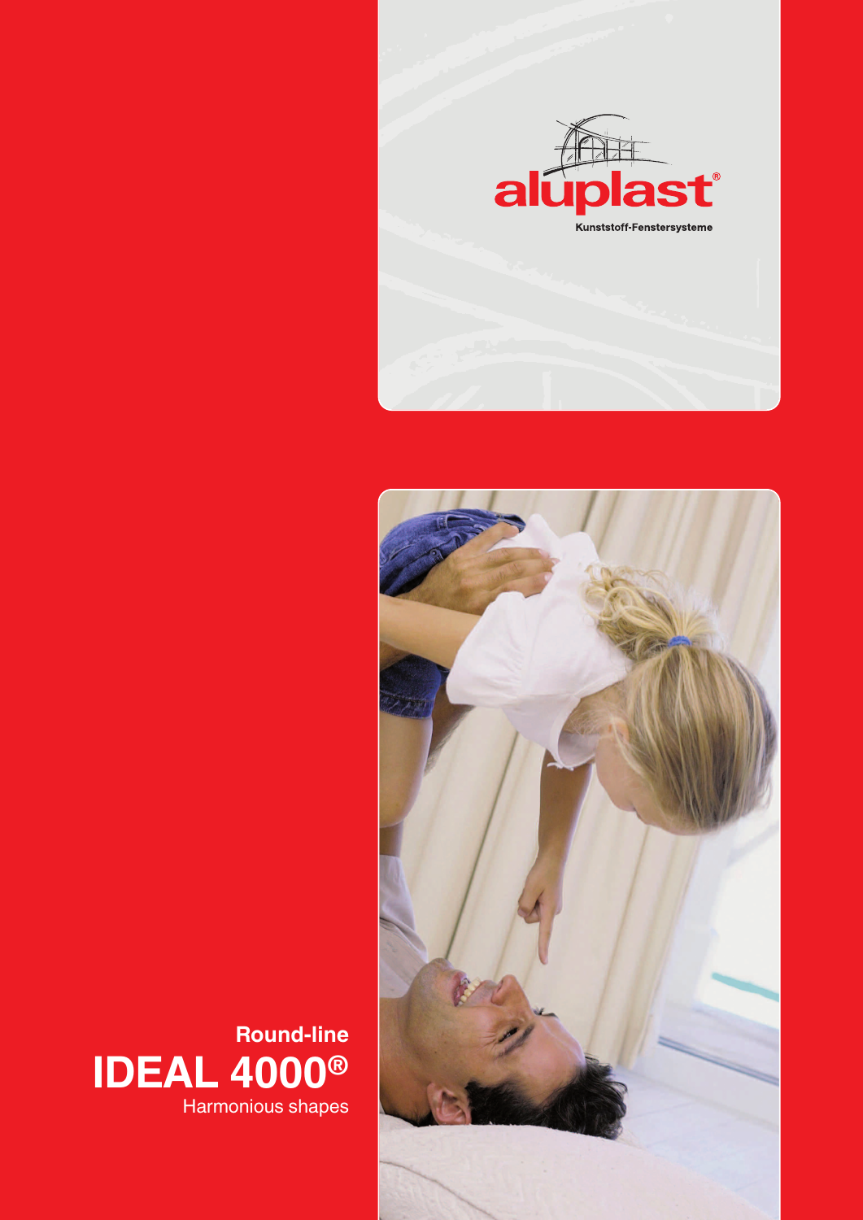aluplast®

Kunststoff-Fenstersysteme

**Round-line**

# IDEAL 4000®

Harmonious shapes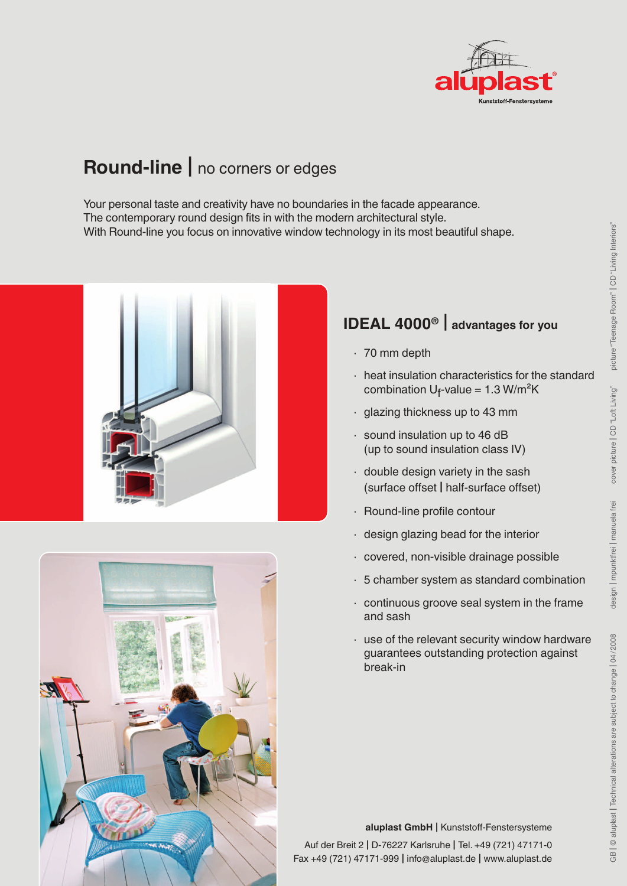aluplast®
Kunststoff-Fenstersysteme

# Round-line | no corners or edges

Your personal taste and creativity have no boundaries in the facade appearance.
The contemporary round design fits in with the modern architectural style.
With Round-line you focus on innovative window technology in its most beautiful shape.

## IDEAL 4000® | advantages for you

- 70 mm depth
- heat insulation characteristics for the standard combination $U_f$-value = 1.3 W/m²K
- glazing thickness up to 43 mm
- sound insulation up to 46 dB (up to sound insulation class IV)
- double design variety in the sash (surface offset | half-surface offset)
- Round-line profile contour
- design glazing bead for the interior
- covered, non-visible drainage possible
- 5 chamber system as standard combination
- continuous groove seal system in the frame and sash
- use of the relevant security window hardware guarantees outstanding protection against break-in

**aluplast GmbH** | Kunststoff-Fenstersysteme

Auf der Breit 2 | D-76227 Karlsruhe | Tel. +49 (721) 47171-0
Fax +49 (721) 47171-999 | info@aluplast.de | www.aluplast.de

GB | © aluplast | Technical alterations are subject to change | 04/2008    design | mpunktfrei | manuela frei    cover picture | CD "Loft Living"    picture "Teenage Room" | CD "Living Interiors"